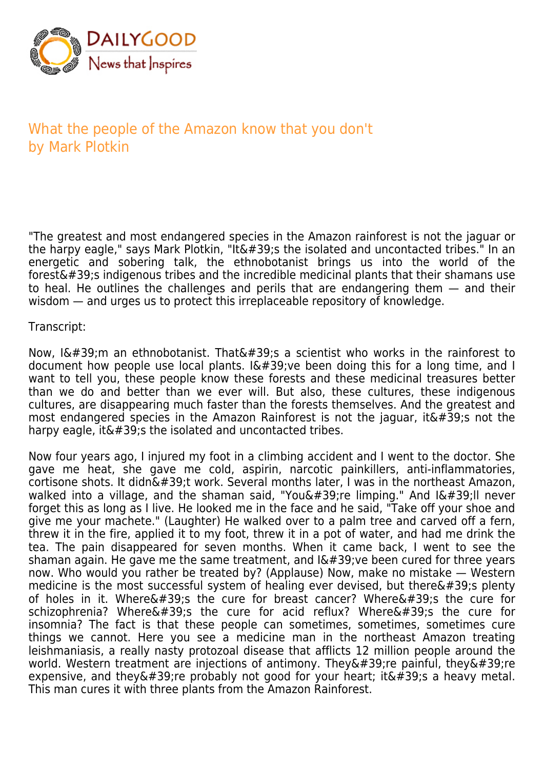# What the people of the Amazon know that you don't
## by Mark Plotkin

"The greatest and most endangered species in the Amazon rainforest is not the jaguar or the harpy eagle," says Mark Plotkin, "It&#39;s the isolated and uncontacted tribes." In an energetic and sobering talk, the ethnobotanist brings us into the world of the forest&#39;s indigenous tribes and the incredible medicinal plants that their shamans use to heal. He outlines the challenges and perils that are endangering them — and their wisdom — and urges us to protect this irreplaceable repository of knowledge.

Transcript:

Now, I&#39;m an ethnobotanist. That&#39;s a scientist who works in the rainforest to document how people use local plants. I&#39;ve been doing this for a long time, and I want to tell you, these people know these forests and these medicinal treasures better than we do and better than we ever will. But also, these cultures, these indigenous cultures, are disappearing much faster than the forests themselves. And the greatest and most endangered species in the Amazon Rainforest is not the jaguar, it&#39;s not the harpy eagle, it&#39;s the isolated and uncontacted tribes.

Now four years ago, I injured my foot in a climbing accident and I went to the doctor. She gave me heat, she gave me cold, aspirin, narcotic painkillers, anti-inflammatories, cortisone shots. It didn&#39;t work. Several months later, I was in the northeast Amazon, walked into a village, and the shaman said, "You&#39;re limping." And I&#39;ll never forget this as long as I live. He looked me in the face and he said, "Take off your shoe and give me your machete." (Laughter) He walked over to a palm tree and carved off a fern, threw it in the fire, applied it to my foot, threw it in a pot of water, and had me drink the tea. The pain disappeared for seven months. When it came back, I went to see the shaman again. He gave me the same treatment, and I&#39;ve been cured for three years now. Who would you rather be treated by? (Applause) Now, make no mistake — Western medicine is the most successful system of healing ever devised, but there&#39;s plenty of holes in it. Where&#39;s the cure for breast cancer? Where&#39;s the cure for schizophrenia? Where&#39;s the cure for acid reflux? Where&#39;s the cure for insomnia? The fact is that these people can sometimes, sometimes, sometimes cure things we cannot. Here you see a medicine man in the northeast Amazon treating leishmaniasis, a really nasty protozoal disease that afflicts 12 million people around the world. Western treatment are injections of antimony. They&#39;re painful, they&#39;re expensive, and they&#39;re probably not good for your heart; it&#39;s a heavy metal. This man cures it with three plants from the Amazon Rainforest.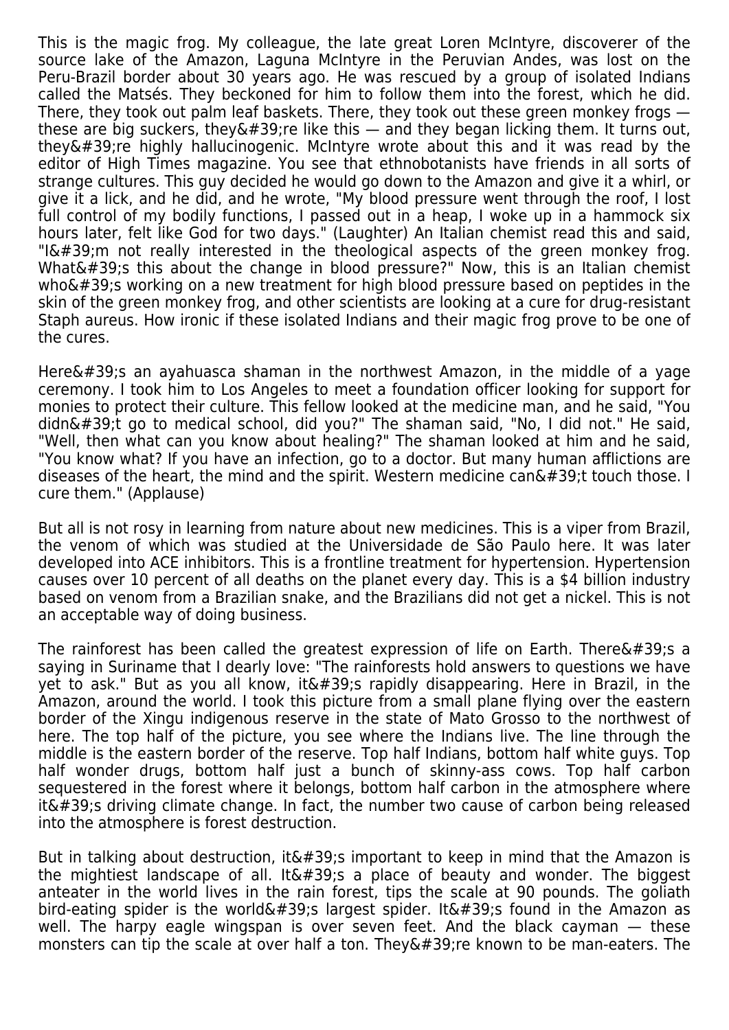This is the magic frog. My colleague, the late great Loren McIntyre, discoverer of the source lake of the Amazon, Laguna McIntyre in the Peruvian Andes, was lost on the Peru-Brazil border about 30 years ago. He was rescued by a group of isolated Indians called the Matsés. They beckoned for him to follow them into the forest, which he did. There, they took out palm leaf baskets. There, they took out these green monkey frogs — these are big suckers, they&#39;re like this — and they began licking them. It turns out, they&#39;re highly hallucinogenic. McIntyre wrote about this and it was read by the editor of High Times magazine. You see that ethnobotanists have friends in all sorts of strange cultures. This guy decided he would go down to the Amazon and give it a whirl, or give it a lick, and he did, and he wrote, "My blood pressure went through the roof, I lost full control of my bodily functions, I passed out in a heap, I woke up in a hammock six hours later, felt like God for two days." (Laughter) An Italian chemist read this and said, "I&#39;m not really interested in the theological aspects of the green monkey frog. What&#39;s this about the change in blood pressure?" Now, this is an Italian chemist who&#39;s working on a new treatment for high blood pressure based on peptides in the skin of the green monkey frog, and other scientists are looking at a cure for drug-resistant Staph aureus. How ironic if these isolated Indians and their magic frog prove to be one of the cures.

Here&#39;s an ayahuasca shaman in the northwest Amazon, in the middle of a yage ceremony. I took him to Los Angeles to meet a foundation officer looking for support for monies to protect their culture. This fellow looked at the medicine man, and he said, "You didn&#39;t go to medical school, did you?" The shaman said, "No, I did not." He said, "Well, then what can you know about healing?" The shaman looked at him and he said, "You know what? If you have an infection, go to a doctor. But many human afflictions are diseases of the heart, the mind and the spirit. Western medicine can&#39;t touch those. I cure them." (Applause)

But all is not rosy in learning from nature about new medicines. This is a viper from Brazil, the venom of which was studied at the Universidade de São Paulo here. It was later developed into ACE inhibitors. This is a frontline treatment for hypertension. Hypertension causes over 10 percent of all deaths on the planet every day. This is a $4 billion industry based on venom from a Brazilian snake, and the Brazilians did not get a nickel. This is not an acceptable way of doing business.

The rainforest has been called the greatest expression of life on Earth. There&#39;s a saying in Suriname that I dearly love: "The rainforests hold answers to questions we have yet to ask." But as you all know, it&#39;s rapidly disappearing. Here in Brazil, in the Amazon, around the world. I took this picture from a small plane flying over the eastern border of the Xingu indigenous reserve in the state of Mato Grosso to the northwest of here. The top half of the picture, you see where the Indians live. The line through the middle is the eastern border of the reserve. Top half Indians, bottom half white guys. Top half wonder drugs, bottom half just a bunch of skinny-ass cows. Top half carbon sequestered in the forest where it belongs, bottom half carbon in the atmosphere where it&#39;s driving climate change. In fact, the number two cause of carbon being released into the atmosphere is forest destruction.

But in talking about destruction, it&#39;s important to keep in mind that the Amazon is the mightiest landscape of all. It&#39;s a place of beauty and wonder. The biggest anteater in the world lives in the rain forest, tips the scale at 90 pounds. The goliath bird-eating spider is the world&#39;s largest spider. It&#39;s found in the Amazon as well. The harpy eagle wingspan is over seven feet. And the black cayman — these monsters can tip the scale at over half a ton. They&#39;re known to be man-eaters. The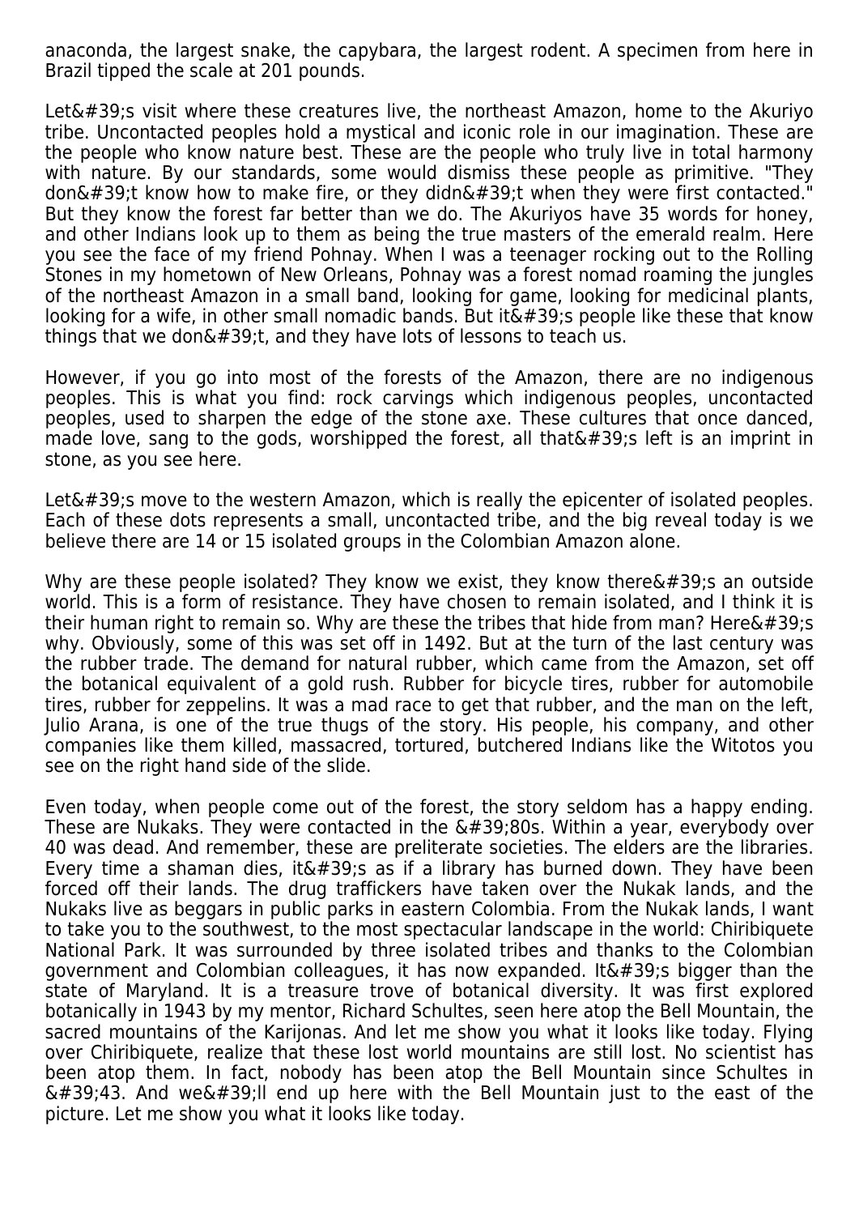anaconda, the largest snake, the capybara, the largest rodent. A specimen from here in Brazil tipped the scale at 201 pounds.

Let&#39;s visit where these creatures live, the northeast Amazon, home to the Akuriyo tribe. Uncontacted peoples hold a mystical and iconic role in our imagination. These are the people who know nature best. These are the people who truly live in total harmony with nature. By our standards, some would dismiss these people as primitive. "They don&#39;t know how to make fire, or they didn&#39;t when they were first contacted." But they know the forest far better than we do. The Akuriyos have 35 words for honey, and other Indians look up to them as being the true masters of the emerald realm. Here you see the face of my friend Pohnay. When I was a teenager rocking out to the Rolling Stones in my hometown of New Orleans, Pohnay was a forest nomad roaming the jungles of the northeast Amazon in a small band, looking for game, looking for medicinal plants, looking for a wife, in other small nomadic bands. But it&#39;s people like these that know things that we don&#39;t, and they have lots of lessons to teach us.

However, if you go into most of the forests of the Amazon, there are no indigenous peoples. This is what you find: rock carvings which indigenous peoples, uncontacted peoples, used to sharpen the edge of the stone axe. These cultures that once danced, made love, sang to the gods, worshipped the forest, all that&#39;s left is an imprint in stone, as you see here.

Let&#39;s move to the western Amazon, which is really the epicenter of isolated peoples. Each of these dots represents a small, uncontacted tribe, and the big reveal today is we believe there are 14 or 15 isolated groups in the Colombian Amazon alone.

Why are these people isolated? They know we exist, they know there&#39;s an outside world. This is a form of resistance. They have chosen to remain isolated, and I think it is their human right to remain so. Why are these the tribes that hide from man? Here&#39;s why. Obviously, some of this was set off in 1492. But at the turn of the last century was the rubber trade. The demand for natural rubber, which came from the Amazon, set off the botanical equivalent of a gold rush. Rubber for bicycle tires, rubber for automobile tires, rubber for zeppelins. It was a mad race to get that rubber, and the man on the left, Julio Arana, is one of the true thugs of the story. His people, his company, and other companies like them killed, massacred, tortured, butchered Indians like the Witotos you see on the right hand side of the slide.

Even today, when people come out of the forest, the story seldom has a happy ending. These are Nukaks. They were contacted in the &#39;80s. Within a year, everybody over 40 was dead. And remember, these are preliterate societies. The elders are the libraries. Every time a shaman dies, it&#39;s as if a library has burned down. They have been forced off their lands. The drug traffickers have taken over the Nukak lands, and the Nukaks live as beggars in public parks in eastern Colombia. From the Nukak lands, I want to take you to the southwest, to the most spectacular landscape in the world: Chiribiquete National Park. It was surrounded by three isolated tribes and thanks to the Colombian government and Colombian colleagues, it has now expanded. It&#39;s bigger than the state of Maryland. It is a treasure trove of botanical diversity. It was first explored botanically in 1943 by my mentor, Richard Schultes, seen here atop the Bell Mountain, the sacred mountains of the Karijonas. And let me show you what it looks like today. Flying over Chiribiquete, realize that these lost world mountains are still lost. No scientist has been atop them. In fact, nobody has been atop the Bell Mountain since Schultes in &#39;43. And we&#39;ll end up here with the Bell Mountain just to the east of the picture. Let me show you what it looks like today.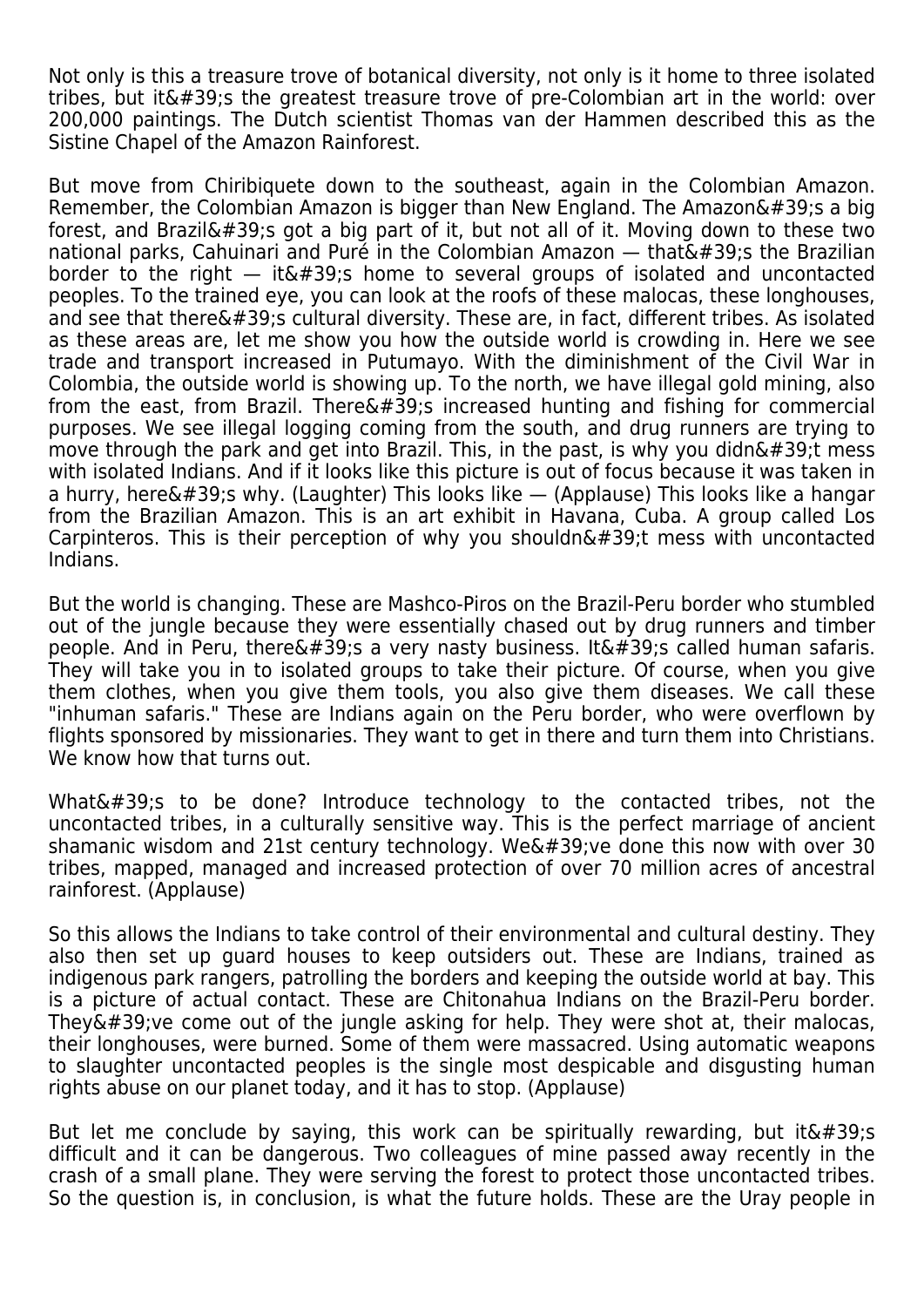Not only is this a treasure trove of botanical diversity, not only is it home to three isolated tribes, but it&#39;s the greatest treasure trove of pre-Colombian art in the world: over 200,000 paintings. The Dutch scientist Thomas van der Hammen described this as the Sistine Chapel of the Amazon Rainforest.

But move from Chiribiquete down to the southeast, again in the Colombian Amazon. Remember, the Colombian Amazon is bigger than New England. The Amazon&#39;s a big forest, and Brazil&#39;s got a big part of it, but not all of it. Moving down to these two national parks, Cahuinari and Puré in the Colombian Amazon — that&#39;s the Brazilian border to the right — it&#39;s home to several groups of isolated and uncontacted peoples. To the trained eye, you can look at the roofs of these malocas, these longhouses, and see that there&#39;s cultural diversity. These are, in fact, different tribes. As isolated as these areas are, let me show you how the outside world is crowding in. Here we see trade and transport increased in Putumayo. With the diminishment of the Civil War in Colombia, the outside world is showing up. To the north, we have illegal gold mining, also from the east, from Brazil. There&#39;s increased hunting and fishing for commercial purposes. We see illegal logging coming from the south, and drug runners are trying to move through the park and get into Brazil. This, in the past, is why you didn&#39;t mess with isolated Indians. And if it looks like this picture is out of focus because it was taken in a hurry, here&#39;s why. (Laughter) This looks like — (Applause) This looks like a hangar from the Brazilian Amazon. This is an art exhibit in Havana, Cuba. A group called Los Carpinteros. This is their perception of why you shouldn&#39;t mess with uncontacted Indians.

But the world is changing. These are Mashco-Piros on the Brazil-Peru border who stumbled out of the jungle because they were essentially chased out by drug runners and timber people. And in Peru, there&#39;s a very nasty business. It&#39;s called human safaris. They will take you in to isolated groups to take their picture. Of course, when you give them clothes, when you give them tools, you also give them diseases. We call these "inhuman safaris." These are Indians again on the Peru border, who were overflown by flights sponsored by missionaries. They want to get in there and turn them into Christians. We know how that turns out.

What&#39;s to be done? Introduce technology to the contacted tribes, not the uncontacted tribes, in a culturally sensitive way. This is the perfect marriage of ancient shamanic wisdom and 21st century technology. We&#39;ve done this now with over 30 tribes, mapped, managed and increased protection of over 70 million acres of ancestral rainforest. (Applause)

So this allows the Indians to take control of their environmental and cultural destiny. They also then set up guard houses to keep outsiders out. These are Indians, trained as indigenous park rangers, patrolling the borders and keeping the outside world at bay. This is a picture of actual contact. These are Chitonahua Indians on the Brazil-Peru border. They&#39;ve come out of the jungle asking for help. They were shot at, their malocas, their longhouses, were burned. Some of them were massacred. Using automatic weapons to slaughter uncontacted peoples is the single most despicable and disgusting human rights abuse on our planet today, and it has to stop. (Applause)

But let me conclude by saying, this work can be spiritually rewarding, but it&#39;s difficult and it can be dangerous. Two colleagues of mine passed away recently in the crash of a small plane. They were serving the forest to protect those uncontacted tribes. So the question is, in conclusion, is what the future holds. These are the Uray people in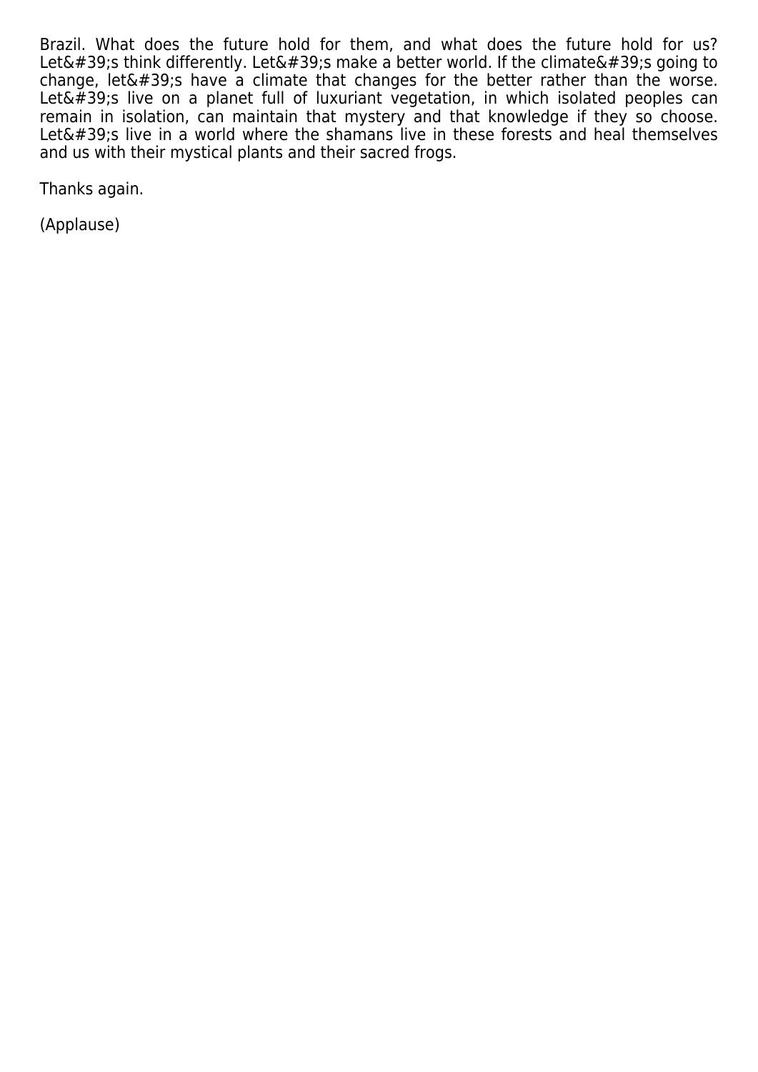Brazil. What does the future hold for them, and what does the future hold for us? Let&#39;s think differently. Let&#39;s make a better world. If the climate&#39;s going to change, let&#39;s have a climate that changes for the better rather than the worse. Let&#39;s live on a planet full of luxuriant vegetation, in which isolated peoples can remain in isolation, can maintain that mystery and that knowledge if they so choose. Let&#39;s live in a world where the shamans live in these forests and heal themselves and us with their mystical plants and their sacred frogs.

Thanks again.

(Applause)